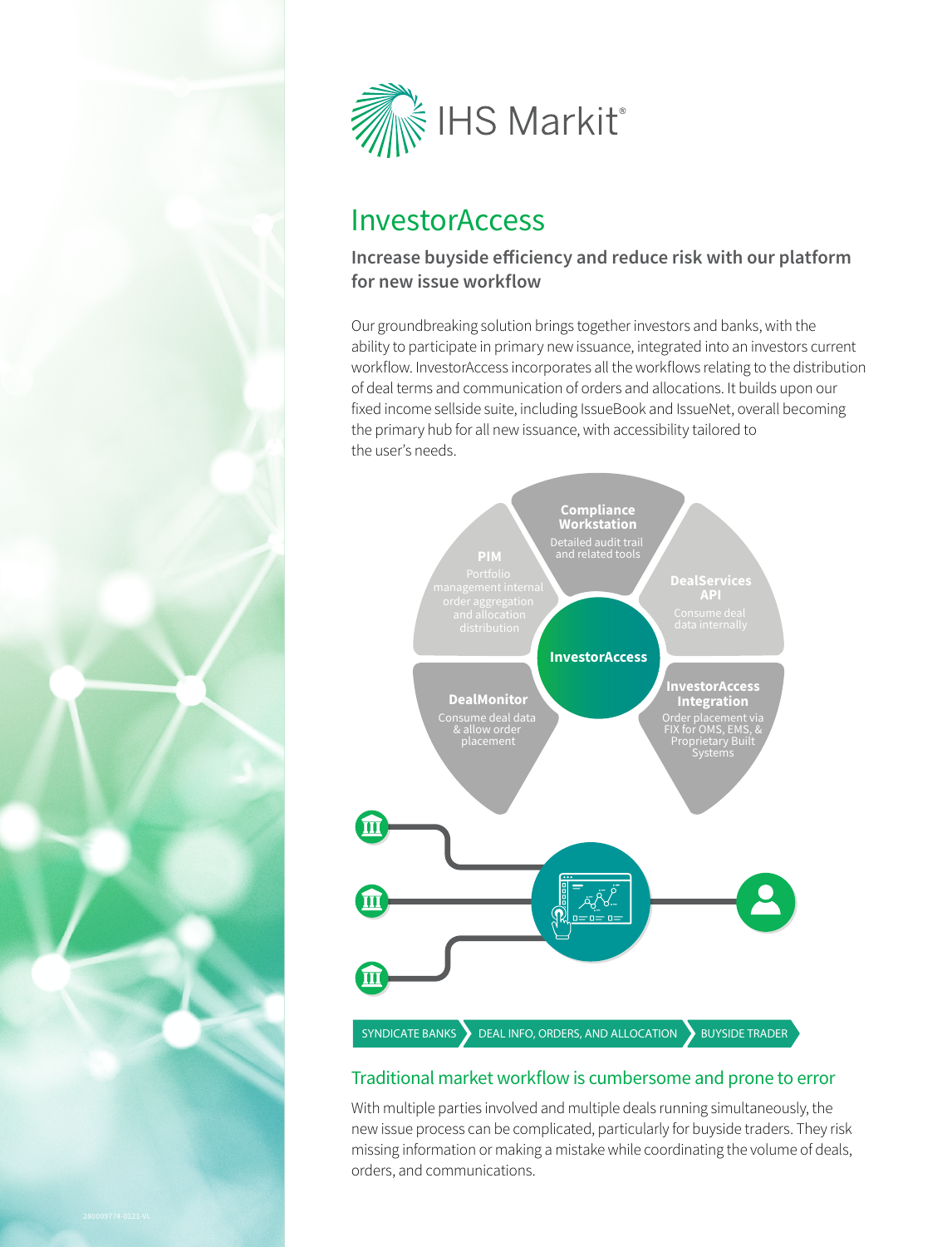# InvestorAccess

**Increase buyside efficiency and reduce risk with our platform for new issue workflow**

Our groundbreaking solution brings together investors and banks, with the ability to participate in primary new issuance, integrated into an investors current workflow. InvestorAccess incorporates all the workflows relating to the distribution of deal terms and communication of orders and allocations. It builds upon our fixed income sellside suite, including IssueBook and IssueNet, overall becoming the primary hub for all new issuance, with accessibility tailored to the user's needs.

**Compliance Workstation**
Detailed audit trail and related tools

**PIM**
Portfolio management internal order aggregation and allocation distribution

**DealServices API**
Consume deal data internally

**InvestorAccess**

**DealMonitor**
Consume deal data & allow order placement

**InvestorAccess Integration**
Order placement via FIX for OMS, EMS, & Proprietary Built Systems

SYNDICATE BANKS → DEAL INFO, ORDERS, AND ALLOCATION → BUYSIDE TRADER

## Traditional market workflow is cumbersome and prone to error

With multiple parties involved and multiple deals running simultaneously, the new issue process can be complicated, particularly for buyside traders. They risk missing information or making a mistake while coordinating the volume of deals, orders, and communications.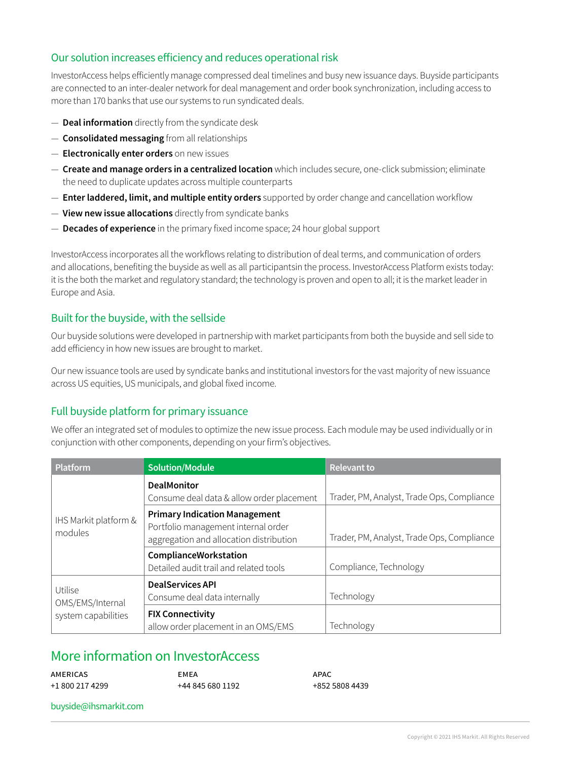## Our solution increases efficiency and reduces operational risk

InvestorAccess helps efficiently manage compressed deal timelines and busy new issuance days. Buyside participants are connected to an inter-dealer network for deal management and order book synchronization, including access to more than 170 banks that use our systems to run syndicated deals.

- **Deal information** directly from the syndicate desk
- **Consolidated messaging** from all relationships
- **Electronically enter orders** on new issues
- **Create and manage orders in a centralized location** which includes secure, one-click submission; eliminate the need to duplicate updates across multiple counterparts
- **Enter laddered, limit, and multiple entity orders** supported by order change and cancellation workflow
- **View new issue allocations** directly from syndicate banks
- **Decades of experience** in the primary fixed income space; 24 hour global support

InvestorAccess incorporates all the workflows relating to distribution of deal terms, and communication of orders and allocations, benefiting the buyside as well as all participantsin the process. InvestorAccess Platform exists today: it is the both the market and regulatory standard; the technology is proven and open to all; it is the market leader in Europe and Asia.

## Built for the buyside, with the sellside

Our buyside solutions were developed in partnership with market participants from both the buyside and sell side to add efficiency in how new issues are brought to market.

Our new issuance tools are used by syndicate banks and institutional investors for the vast majority of new issuance across US equities, US municipals, and global fixed income.

## Full buyside platform for primary issuance

We offer an integrated set of modules to optimize the new issue process. Each module may be used individually or in conjunction with other components, depending on your firm's objectives.

| Platform | Solution/Module | Relevant to |
|---|---|---|
| IHS Markit platform & modules | **DealMonitor**<br>Consume deal data & allow order placement | Trader, PM, Analyst, Trade Ops, Compliance |
| | **Primary Indication Management**<br>Portfolio management internal order aggregation and allocation distribution | Trader, PM, Analyst, Trade Ops, Compliance |
| | **ComplianceWorkstation**<br>Detailed audit trail and related tools | Compliance, Technology |
| Utilise OMS/EMS/Internal system capabilities | **DealServices API**<br>Consume deal data internally | Technology |
| | **FIX Connectivity**<br>allow order placement in an OMS/EMS | Technology |

# More information on InvestorAccess

AMERICAS
+1 800 217 4299

EMEA
+44 845 680 1192

APAC
+852 5808 4439

buyside@ihsmarkit.com

Copyright © 2021 IHS Markit. All Rights Reserved